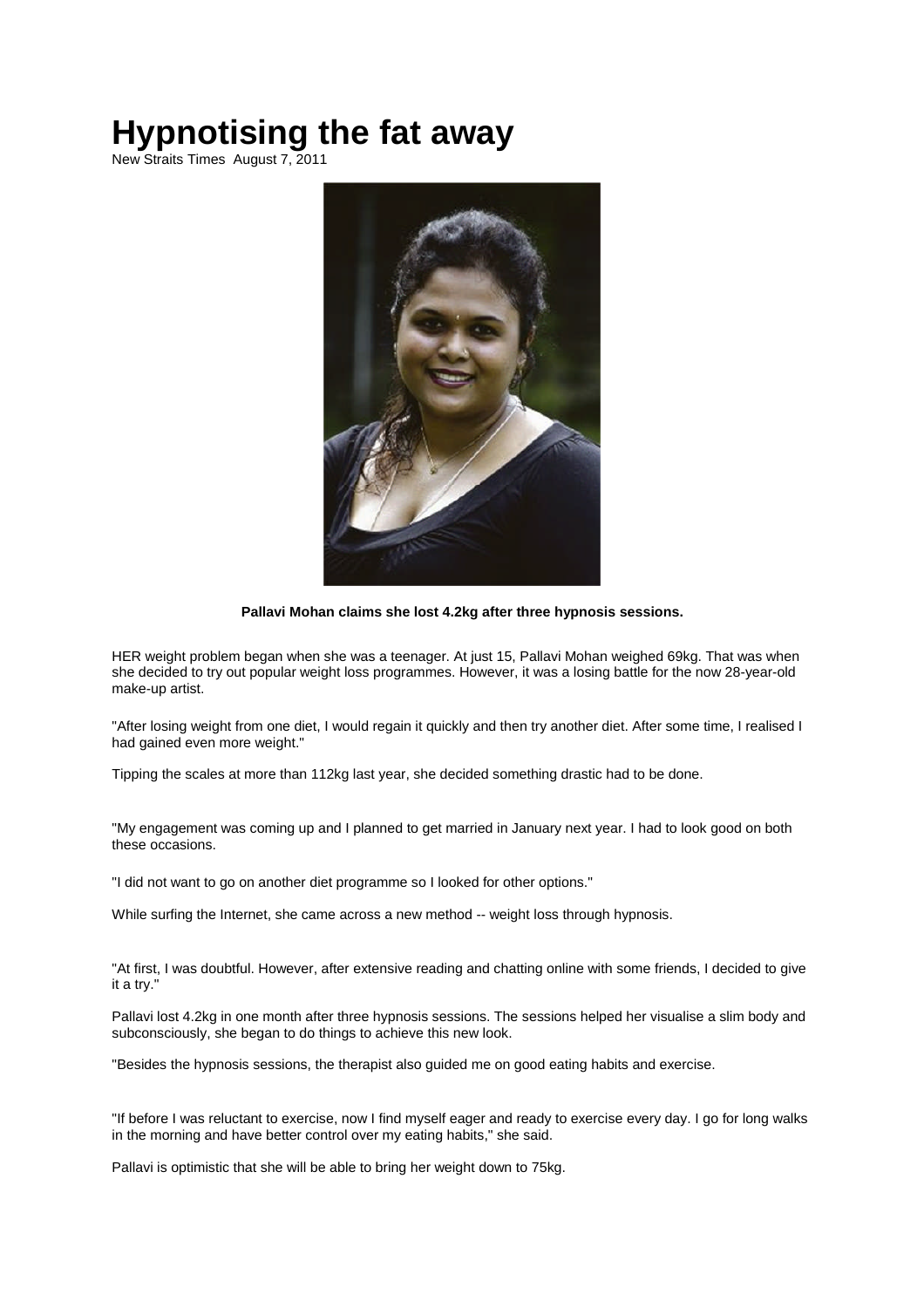# Hypnotising the fat away

New Straits Times August 7, 2011

**Pallavi Mohan claims she lost 4.2kg after three hypnosis sessions.**

HER weight problem began when she was a teenager. At just 15, Pallavi Mohan weighed 69kg. That was when she decided to try out popular weight loss programmes. However, it was a losing battle for the now 28-year-old make-up artist.

"After losing weight from one diet, I would regain it quickly and then try another diet. After some time, I realised I had gained even more weight."

Tipping the scales at more than 112kg last year, she decided something drastic had to be done.

"My engagement was coming up and I planned to get married in January next year. I had to look good on both these occasions.

"I did not want to go on another diet programme so I looked for other options."

While surfing the Internet, she came across a new method -- weight loss through hypnosis.

"At first, I was doubtful. However, after extensive reading and chatting online with some friends, I decided to give it a try."

Pallavi lost 4.2kg in one month after three hypnosis sessions. The sessions helped her visualise a slim body and subconsciously, she began to do things to achieve this new look.

"Besides the hypnosis sessions, the therapist also guided me on good eating habits and exercise.

"If before I was reluctant to exercise, now I find myself eager and ready to exercise every day. I go for long walks in the morning and have better control over my eating habits," she said.

Pallavi is optimistic that she will be able to bring her weight down to 75kg.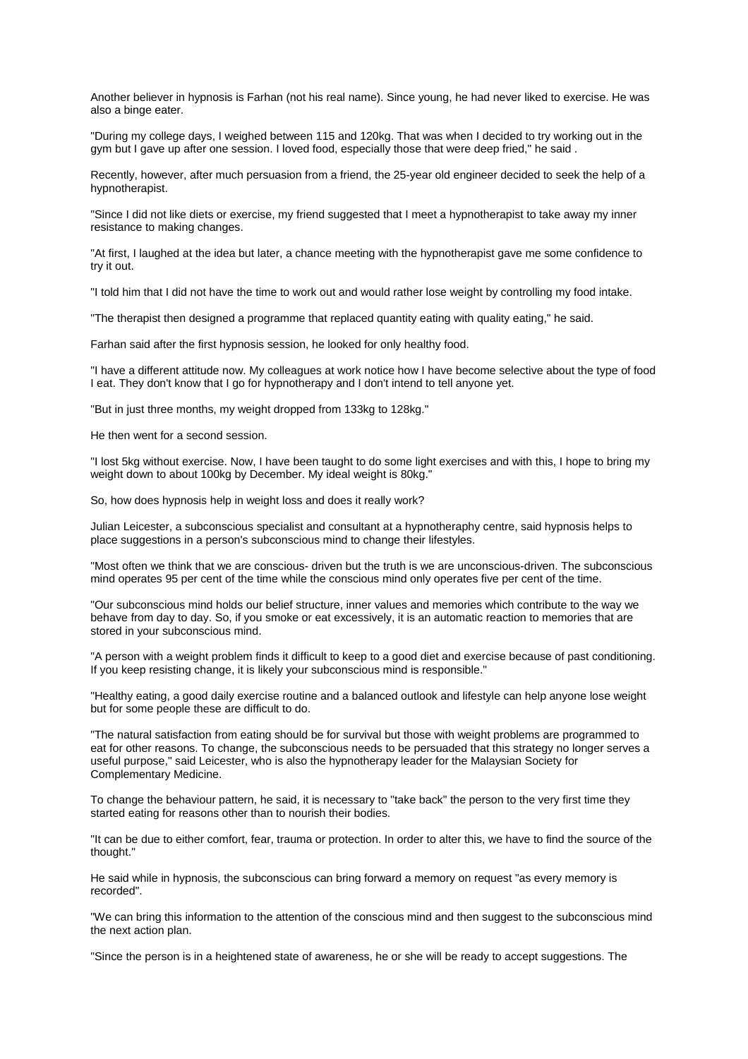Another believer in hypnosis is Farhan (not his real name). Since young, he had never liked to exercise. He was also a binge eater.

"During my college days, I weighed between 115 and 120kg. That was when I decided to try working out in the gym but I gave up after one session. I loved food, especially those that were deep fried," he said .

Recently, however, after much persuasion from a friend, the 25-year old engineer decided to seek the help of a hypnotherapist.

"Since I did not like diets or exercise, my friend suggested that I meet a hypnotherapist to take away my inner resistance to making changes.

"At first, I laughed at the idea but later, a chance meeting with the hypnotherapist gave me some confidence to try it out.

"I told him that I did not have the time to work out and would rather lose weight by controlling my food intake.

"The therapist then designed a programme that replaced quantity eating with quality eating," he said.

Farhan said after the first hypnosis session, he looked for only healthy food.

"I have a different attitude now. My colleagues at work notice how I have become selective about the type of food I eat. They don't know that I go for hypnotherapy and I don't intend to tell anyone yet.

"But in just three months, my weight dropped from 133kg to 128kg."

He then went for a second session.

"I lost 5kg without exercise. Now, I have been taught to do some light exercises and with this, I hope to bring my weight down to about 100kg by December. My ideal weight is 80kg."

So, how does hypnosis help in weight loss and does it really work?

Julian Leicester, a subconscious specialist and consultant at a hypnotheraphy centre, said hypnosis helps to place suggestions in a person's subconscious mind to change their lifestyles.

"Most often we think that we are conscious- driven but the truth is we are unconscious-driven. The subconscious mind operates 95 per cent of the time while the conscious mind only operates five per cent of the time.

"Our subconscious mind holds our belief structure, inner values and memories which contribute to the way we behave from day to day. So, if you smoke or eat excessively, it is an automatic reaction to memories that are stored in your subconscious mind.

"A person with a weight problem finds it difficult to keep to a good diet and exercise because of past conditioning. If you keep resisting change, it is likely your subconscious mind is responsible."

"Healthy eating, a good daily exercise routine and a balanced outlook and lifestyle can help anyone lose weight but for some people these are difficult to do.

"The natural satisfaction from eating should be for survival but those with weight problems are programmed to eat for other reasons. To change, the subconscious needs to be persuaded that this strategy no longer serves a useful purpose," said Leicester, who is also the hypnotherapy leader for the Malaysian Society for Complementary Medicine.

To change the behaviour pattern, he said, it is necessary to "take back" the person to the very first time they started eating for reasons other than to nourish their bodies.

"It can be due to either comfort, fear, trauma or protection. In order to alter this, we have to find the source of the thought."

He said while in hypnosis, the subconscious can bring forward a memory on request "as every memory is recorded".

"We can bring this information to the attention of the conscious mind and then suggest to the subconscious mind the next action plan.

"Since the person is in a heightened state of awareness, he or she will be ready to accept suggestions. The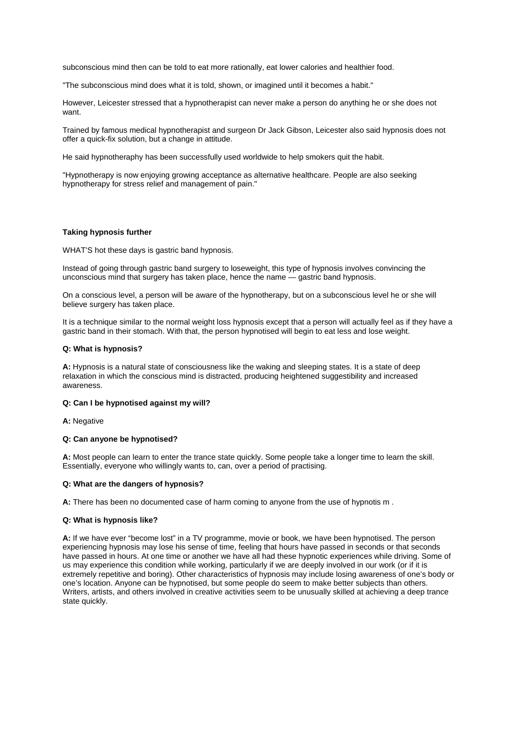subconscious mind then can be told to eat more rationally, eat lower calories and healthier food.

"The subconscious mind does what it is told, shown, or imagined until it becomes a habit."

However, Leicester stressed that a hypnotherapist can never make a person do anything he or she does not want.

Trained by famous medical hypnotherapist and surgeon Dr Jack Gibson, Leicester also said hypnosis does not offer a quick-fix solution, but a change in attitude.

He said hypnotheraphy has been successfully used worldwide to help smokers quit the habit.

"Hypnotherapy is now enjoying growing acceptance as alternative healthcare. People are also seeking hypnotherapy for stress relief and management of pain."

**Taking hypnosis further**

WHAT'S hot these days is gastric band hypnosis.

Instead of going through gastric band surgery to loseweight, this type of hypnosis involves convincing the unconscious mind that surgery has taken place, hence the name — gastric band hypnosis.

On a conscious level, a person will be aware of the hypnotherapy, but on a subconscious level he or she will believe surgery has taken place.

It is a technique similar to the normal weight loss hypnosis except that a person will actually feel as if they have a gastric band in their stomach. With that, the person hypnotised will begin to eat less and lose weight.

**Q: What is hypnosis?**

**A:** Hypnosis is a natural state of consciousness like the waking and sleeping states. It is a state of deep relaxation in which the conscious mind is distracted, producing heightened suggestibility and increased awareness.

**Q: Can I be hypnotised against my will?**

**A:** Negative

**Q: Can anyone be hypnotised?**

**A:** Most people can learn to enter the trance state quickly. Some people take a longer time to learn the skill. Essentially, everyone who willingly wants to, can, over a period of practising.

**Q: What are the dangers of hypnosis?**

**A:** There has been no documented case of harm coming to anyone from the use of hypnotis m .

**Q: What is hypnosis like?**

**A:** If we have ever "become lost" in a TV programme, movie or book, we have been hypnotised. The person experiencing hypnosis may lose his sense of time, feeling that hours have passed in seconds or that seconds have passed in hours. At one time or another we have all had these hypnotic experiences while driving. Some of us may experience this condition while working, particularly if we are deeply involved in our work (or if it is extremely repetitive and boring). Other characteristics of hypnosis may include losing awareness of one's body or one's location. Anyone can be hypnotised, but some people do seem to make better subjects than others. Writers, artists, and others involved in creative activities seem to be unusually skilled at achieving a deep trance state quickly.